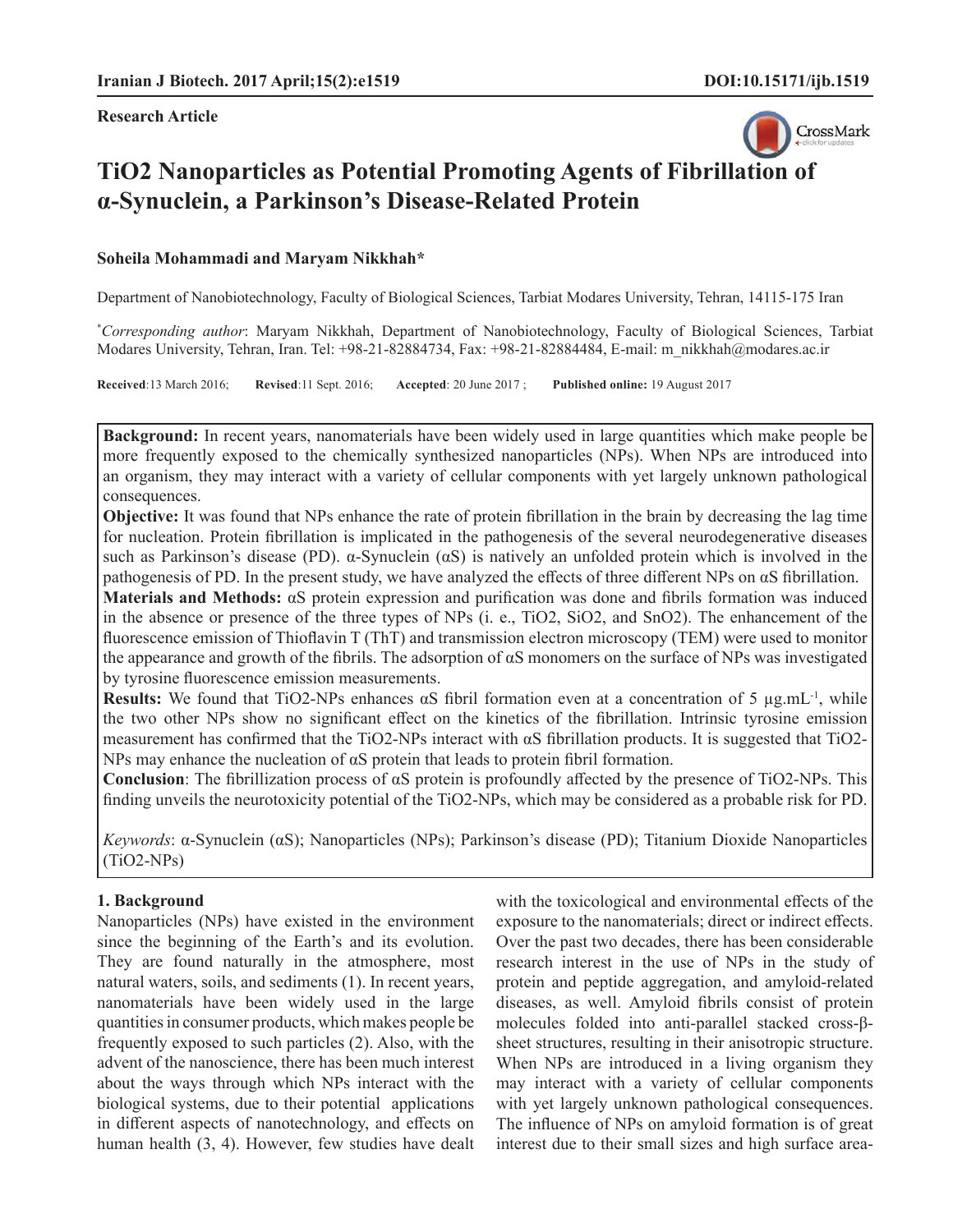**Research Article**

# TiO2 Nanoparticles as Potential Promoting Agents of Fibrillation of α-Synuclein, a Parkinson's Disease-Related Protein

**Soheila Mohammadi and Maryam Nikkhah***

Department of Nanobiotechnology, Faculty of Biological Sciences, Tarbiat Modares University, Tehran, 14115-175 Iran

*\*Corresponding author*: Maryam Nikkhah, Department of Nanobiotechnology, Faculty of Biological Sciences, Tarbiat Modares University, Tehran, Iran. Tel: +98-21-82884734, Fax: +98-21-82884484, E-mail: m_nikkhah@modares.ac.ir

**Received**:13 March 2016; **Revised**:11 Sept. 2016; **Accepted**: 20 June 2017 ; **Published online:** 19 August 2017

**Background:** In recent years, nanomaterials have been widely used in large quantities which make people be more frequently exposed to the chemically synthesized nanoparticles (NPs). When NPs are introduced into an organism, they may interact with a variety of cellular components with yet largely unknown pathological consequences.

**Objective:** It was found that NPs enhance the rate of protein fibrillation in the brain by decreasing the lag time for nucleation. Protein fibrillation is implicated in the pathogenesis of the several neurodegenerative diseases such as Parkinson's disease (PD). α-Synuclein (αS) is natively an unfolded protein which is involved in the pathogenesis of PD. In the present study, we have analyzed the effects of three different NPs on αS fibrillation.

**Materials and Methods:** αS protein expression and purification was done and fibrils formation was induced in the absence or presence of the three types of NPs (i. e., TiO2, SiO2, and SnO2). The enhancement of the fluorescence emission of Thioflavin T (ThT) and transmission electron microscopy (TEM) were used to monitor the appearance and growth of the fibrils. The adsorption of αS monomers on the surface of NPs was investigated by tyrosine fluorescence emission measurements.

**Results:** We found that TiO2-NPs enhances αS fibril formation even at a concentration of 5 $\mu g.mL^{-1}$, while the two other NPs show no significant effect on the kinetics of the fibrillation. Intrinsic tyrosine emission measurement has confirmed that the TiO2-NPs interact with αS fibrillation products. It is suggested that TiO2-NPs may enhance the nucleation of αS protein that leads to protein fibril formation.

**Conclusion**: The fibrillization process of αS protein is profoundly affected by the presence of TiO2-NPs. This finding unveils the neurotoxicity potential of the TiO2-NPs, which may be considered as a probable risk for PD.

*Keywords*: α-Synuclein (αS); Nanoparticles (NPs); Parkinson's disease (PD); Titanium Dioxide Nanoparticles (TiO2-NPs)

## 1. Background

Nanoparticles (NPs) have existed in the environment since the beginning of the Earth's and its evolution. They are found naturally in the atmosphere, most natural waters, soils, and sediments (1). In recent years, nanomaterials have been widely used in the large quantities in consumer products, which makes people be frequently exposed to such particles (2). Also, with the advent of the nanoscience, there has been much interest about the ways through which NPs interact with the biological systems, due to their potential applications in different aspects of nanotechnology, and effects on human health (3, 4). However, few studies have dealt with the toxicological and environmental effects of the exposure to the nanomaterials; direct or indirect effects. Over the past two decades, there has been considerable research interest in the use of NPs in the study of protein and peptide aggregation, and amyloid-related diseases, as well. Amyloid fibrils consist of protein molecules folded into anti-parallel stacked cross-β-sheet structures, resulting in their anisotropic structure. When NPs are introduced in a living organism they may interact with a variety of cellular components with yet largely unknown pathological consequences. The influence of NPs on amyloid formation is of great interest due to their small sizes and high surface area-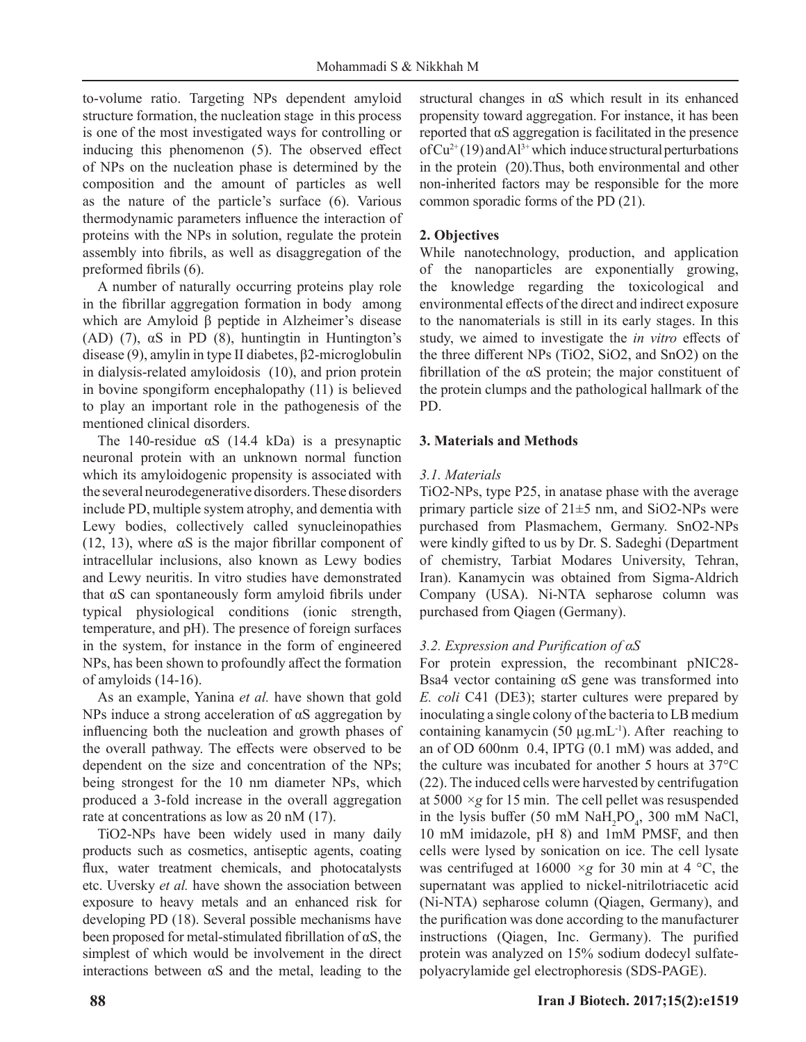to-volume ratio. Targeting NPs dependent amyloid structure formation, the nucleation stage in this process is one of the most investigated ways for controlling or inducing this phenomenon (5). The observed effect of NPs on the nucleation phase is determined by the composition and the amount of particles as well as the nature of the particle's surface (6). Various thermodynamic parameters influence the interaction of proteins with the NPs in solution, regulate the protein assembly into fibrils, as well as disaggregation of the preformed fibrils (6).

A number of naturally occurring proteins play role in the fibrillar aggregation formation in body among which are Amyloid β peptide in Alzheimer's disease (AD) (7), αS in PD (8), huntingtin in Huntington's disease (9), amylin in type II diabetes, β2-microglobulin in dialysis-related amyloidosis (10), and prion protein in bovine spongiform encephalopathy (11) is believed to play an important role in the pathogenesis of the mentioned clinical disorders.

The 140-residue αS (14.4 kDa) is a presynaptic neuronal protein with an unknown normal function which its amyloidogenic propensity is associated with the several neurodegenerative disorders. These disorders include PD, multiple system atrophy, and dementia with Lewy bodies, collectively called synucleinopathies (12, 13), where αS is the major fibrillar component of intracellular inclusions, also known as Lewy bodies and Lewy neuritis. In vitro studies have demonstrated that αS can spontaneously form amyloid fibrils under typical physiological conditions (ionic strength, temperature, and pH). The presence of foreign surfaces in the system, for instance in the form of engineered NPs, has been shown to profoundly affect the formation of amyloids (14-16).

As an example, Yanina *et al.* have shown that gold NPs induce a strong acceleration of αS aggregation by influencing both the nucleation and growth phases of the overall pathway. The effects were observed to be dependent on the size and concentration of the NPs; being strongest for the 10 nm diameter NPs, which produced a 3-fold increase in the overall aggregation rate at concentrations as low as 20 nM (17).

TiO2-NPs have been widely used in many daily products such as cosmetics, antiseptic agents, coating flux, water treatment chemicals, and photocatalysts etc. Uversky *et al.* have shown the association between exposure to heavy metals and an enhanced risk for developing PD (18). Several possible mechanisms have been proposed for metal-stimulated fibrillation of αS, the simplest of which would be involvement in the direct interactions between αS and the metal, leading to the structural changes in αS which result in its enhanced propensity toward aggregation. For instance, it has been reported that αS aggregation is facilitated in the presence of $Cu^{2+}$ (19) and $Al^{3+}$ which induce structural perturbations in the protein (20). Thus, both environmental and other non-inherited factors may be responsible for the more common sporadic forms of the PD (21).

## 2. Objectives

While nanotechnology, production, and application of the nanoparticles are exponentially growing, the knowledge regarding the toxicological and environmental effects of the direct and indirect exposure to the nanomaterials is still in its early stages. In this study, we aimed to investigate the *in vitro* effects of the three different NPs (TiO2, SiO2, and SnO2) on the fibrillation of the αS protein; the major constituent of the protein clumps and the pathological hallmark of the PD.

## 3. Materials and Methods

### 3.1. Materials

TiO2-NPs, type P25, in anatase phase with the average primary particle size of 21±5 nm, and SiO2-NPs were purchased from Plasmachem, Germany. SnO2-NPs were kindly gifted to us by Dr. S. Sadeghi (Department of chemistry, Tarbiat Modares University, Tehran, Iran). Kanamycin was obtained from Sigma-Aldrich Company (USA). Ni-NTA sepharose column was purchased from Qiagen (Germany).

### 3.2. Expression and Purification of αS

For protein expression, the recombinant pNIC28-Bsa4 vector containing αS gene was transformed into *E. coli* C41 (DE3); starter cultures were prepared by inoculating a single colony of the bacteria to LB medium containing kanamycin (50 μg.mL$^{-1}$). After reaching to an of OD 600nm 0.4, IPTG (0.1 mM) was added, and the culture was incubated for another 5 hours at 37°C (22). The induced cells were harvested by centrifugation at 5000 ×*g* for 15 min. The cell pellet was resuspended in the lysis buffer (50 mM $NaH_2PO_4$, 300 mM NaCl, 10 mM imidazole, pH 8) and 1mM PMSF, and then cells were lysed by sonication on ice. The cell lysate was centrifuged at 16000 ×*g* for 30 min at 4 °C, the supernatant was applied to nickel-nitrilotriacetic acid (Ni-NTA) sepharose column (Qiagen, Germany), and the purification was done according to the manufacturer instructions (Qiagen, Inc. Germany). The purified protein was analyzed on 15% sodium dodecyl sulfate-polyacrylamide gel electrophoresis (SDS-PAGE).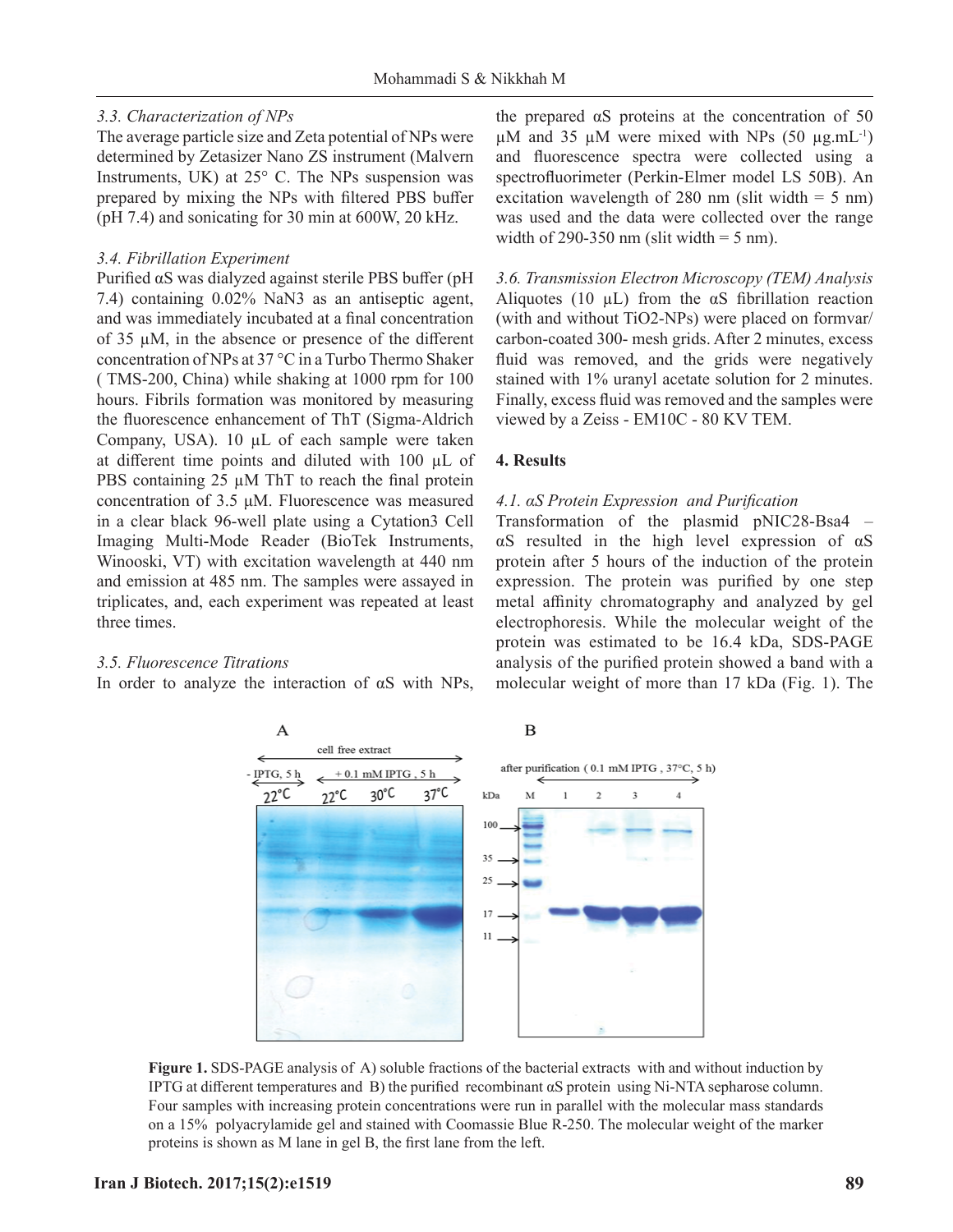### 3.3. *Characterization of NPs*

The average particle size and Zeta potential of NPs were determined by Zetasizer Nano ZS instrument (Malvern Instruments, UK) at 25° C. The NPs suspension was prepared by mixing the NPs with filtered PBS buffer (pH 7.4) and sonicating for 30 min at 600W, 20 kHz.

### 3.4. *Fibrillation Experiment*

Purified αS was dialyzed against sterile PBS buffer (pH 7.4) containing 0.02% $NaN_3$ as an antiseptic agent, and was immediately incubated at a final concentration of 35 µM, in the absence or presence of the different concentration of NPs at 37 °C in a Turbo Thermo Shaker ( TMS-200, China) while shaking at 1000 rpm for 100 hours. Fibrils formation was monitored by measuring the fluorescence enhancement of ThT (Sigma-Aldrich Company, USA). 10 µL of each sample were taken at different time points and diluted with 100 µL of PBS containing 25 µM ThT to reach the final protein concentration of 3.5 µM. Fluorescence was measured in a clear black 96-well plate using a Cytation3 Cell Imaging Multi-Mode Reader (BioTek Instruments, Winooski, VT) with excitation wavelength at 440 nm and emission at 485 nm. The samples were assayed in triplicates, and, each experiment was repeated at least three times.

### 3.5. *Fluorescence Titrations*

In order to analyze the interaction of αS with NPs, the prepared αS proteins at the concentration of 50 µM and 35 µM were mixed with NPs (50 µg.mL$^{-1}$) and fluorescence spectra were collected using a spectrofluorimeter (Perkin-Elmer model LS 50B). An excitation wavelength of 280 nm (slit width = 5 nm) was used and the data were collected over the range width of 290-350 nm (slit width = 5 nm).

### 3.6. *Transmission Electron Microscopy (TEM) Analysis*

Aliquotes (10 µL) from the αS fibrillation reaction (with and without $TiO_2$-NPs) were placed on formvar/carbon-coated 300- mesh grids. After 2 minutes, excess fluid was removed, and the grids were negatively stained with 1% uranyl acetate solution for 2 minutes. Finally, excess fluid was removed and the samples were viewed by a Zeiss - EM10C - 80 KV TEM.

## 4. Results

### 4.1. *αS Protein Expression and Purification*

Transformation of the plasmid pNIC28-Bsa4 – αS resulted in the high level expression of αS protein after 5 hours of the induction of the protein expression. The protein was purified by one step metal affinity chromatography and analyzed by gel electrophoresis. While the molecular weight of the protein was estimated to be 16.4 kDa, SDS-PAGE analysis of the purified protein showed a band with a molecular weight of more than 17 kDa (Fig. 1). The

**Figure 1.** SDS-PAGE analysis of A) soluble fractions of the bacterial extracts with and without induction by IPTG at different temperatures and B) the purified recombinant αS protein using Ni-NTA sepharose column. Four samples with increasing protein concentrations were run in parallel with the molecular mass standards on a 15% polyacrylamide gel and stained with Coomassie Blue R-250. The molecular weight of the marker proteins is shown as M lane in gel B, the first lane from the left.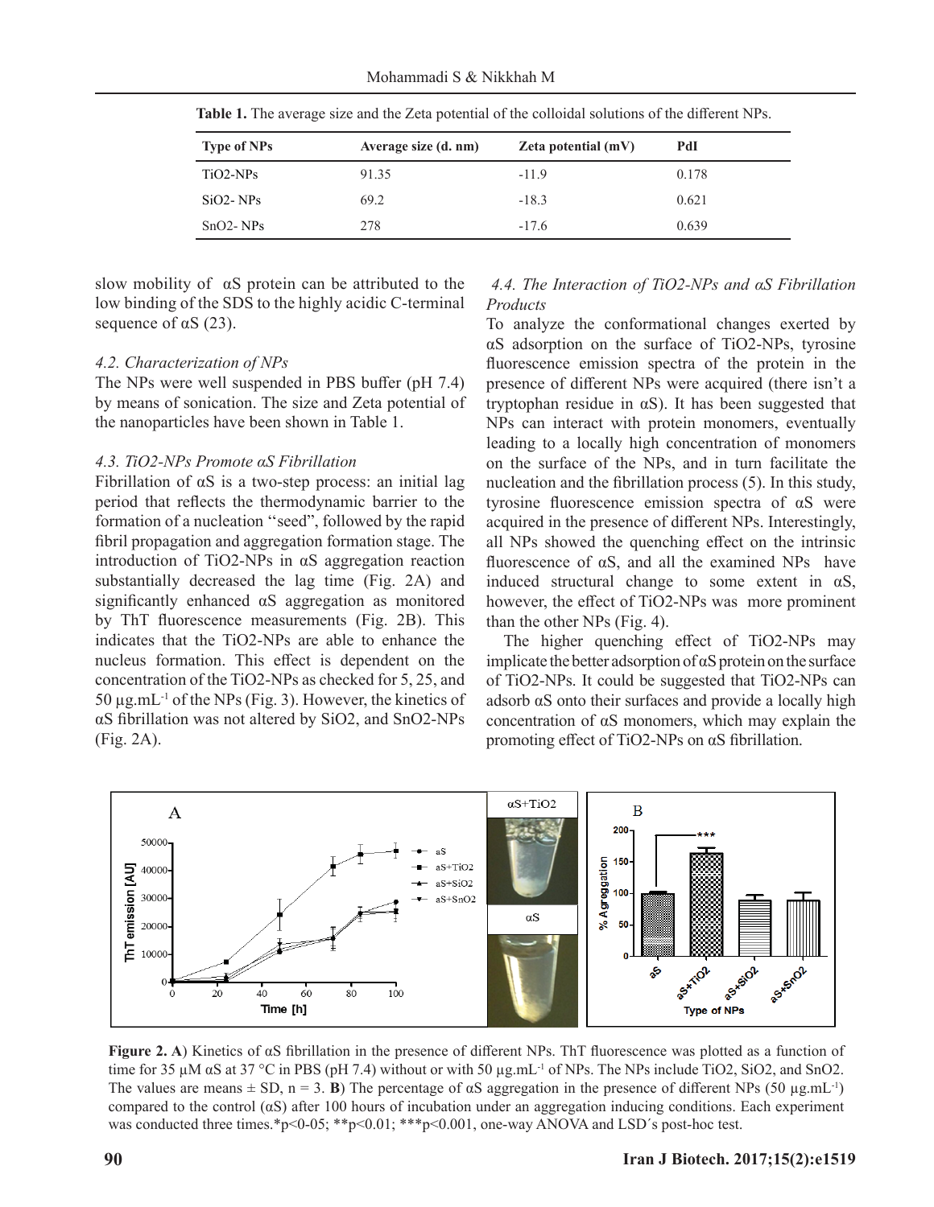**Table 1.** The average size and the Zeta potential of the colloidal solutions of the different NPs.

| Type of NPs | Average size (d. nm) | Zeta potential (mV) | PdI |
|---|---|---|---|
| TiO2-NPs | 91.35 | -11.9 | 0.178 |
| SiO2- NPs | 69.2 | -18.3 | 0.621 |
| SnO2- NPs | 278 | -17.6 | 0.639 |

slow mobility of αS protein can be attributed to the low binding of the SDS to the highly acidic C-terminal sequence of αS (23).

### *4.2. Characterization of NPs*

The NPs were well suspended in PBS buffer (pH 7.4) by means of sonication. The size and Zeta potential of the nanoparticles have been shown in Table 1.

### *4.3. TiO2-NPs Promote αS Fibrillation*

Fibrillation of αS is a two-step process: an initial lag period that reflects the thermodynamic barrier to the formation of a nucleation "seed", followed by the rapid fibril propagation and aggregation formation stage. The introduction of TiO2-NPs in αS aggregation reaction substantially decreased the lag time (Fig. 2A) and significantly enhanced αS aggregation as monitored by ThT fluorescence measurements (Fig. 2B). This indicates that the TiO2-NPs are able to enhance the nucleus formation. This effect is dependent on the concentration of the TiO2-NPs as checked for 5, 25, and 50 $\mu g.mL^{-1}$ of the NPs (Fig. 3). However, the kinetics of αS fibrillation was not altered by SiO2, and SnO2-NPs (Fig. 2A).

### *4.4. The Interaction of TiO2-NPs and αS Fibrillation Products*

To analyze the conformational changes exerted by αS adsorption on the surface of TiO2-NPs, tyrosine fluorescence emission spectra of the protein in the presence of different NPs were acquired (there isn't a tryptophan residue in αS). It has been suggested that NPs can interact with protein monomers, eventually leading to a locally high concentration of monomers on the surface of the NPs, and in turn facilitate the nucleation and the fibrillation process (5). In this study, tyrosine fluorescence emission spectra of αS were acquired in the presence of different NPs. Interestingly, all NPs showed the quenching effect on the intrinsic fluorescence of αS, and all the examined NPs have induced structural change to some extent in αS, however, the effect of TiO2-NPs was more prominent than the other NPs (Fig. 4).

The higher quenching effect of TiO2-NPs may implicate the better adsorption of αS protein on the surface of TiO2-NPs. It could be suggested that TiO2-NPs can adsorb αS onto their surfaces and provide a locally high concentration of αS monomers, which may explain the promoting effect of TiO2-NPs on αS fibrillation.

**Figure 2. A**) Kinetics of αS fibrillation in the presence of different NPs. ThT fluorescence was plotted as a function of time for 35 µM αS at 37 °C in PBS (pH 7.4) without or with 50 $\mu g.mL^{-1}$ of NPs. The NPs include TiO2, SiO2, and SnO2. The values are means ± SD, n = 3. **B**) The percentage of αS aggregation in the presence of different NPs (50 $\mu g.mL^{-1}$) compared to the control (αS) after 100 hours of incubation under an aggregation inducing conditions. Each experiment was conducted three times.*p<0-05; **p<0.01; ***p<0.001, one-way ANOVA and LSD´s post-hoc test.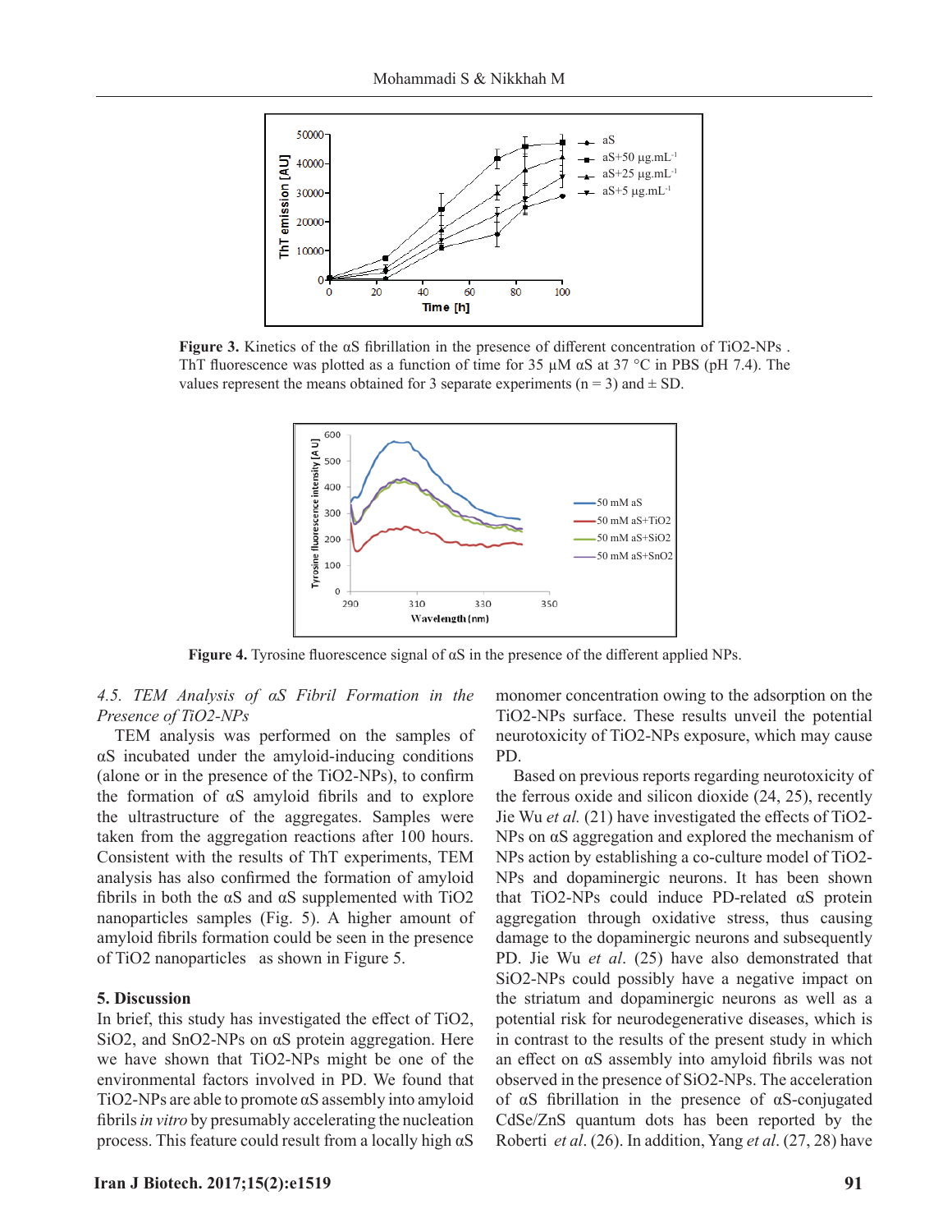**Figure 3.** Kinetics of the αS fibrillation in the presence of different concentration of TiO2-NPs . ThT fluorescence was plotted as a function of time for 35 µM αS at 37 °C in PBS (pH 7.4). The values represent the means obtained for 3 separate experiments (n = 3) and ± SD.

**Figure 4.** Tyrosine fluorescence signal of αS in the presence of the different applied NPs.

### *4.5. TEM Analysis of αS Fibril Formation in the Presence of TiO2-NPs*

TEM analysis was performed on the samples of αS incubated under the amyloid-inducing conditions (alone or in the presence of the TiO2-NPs), to confirm the formation of αS amyloid fibrils and to explore the ultrastructure of the aggregates. Samples were taken from the aggregation reactions after 100 hours. Consistent with the results of ThT experiments, TEM analysis has also confirmed the formation of amyloid fibrils in both the αS and αS supplemented with TiO2 nanoparticles samples (Fig. 5). A higher amount of amyloid fibrils formation could be seen in the presence of TiO2 nanoparticles as shown in Figure 5.

## 5. Discussion

In brief, this study has investigated the effect of TiO2, SiO2, and SnO2-NPs on αS protein aggregation. Here we have shown that TiO2-NPs might be one of the environmental factors involved in PD. We found that TiO2-NPs are able to promote αS assembly into amyloid fibrils *in vitro* by presumably accelerating the nucleation process. This feature could result from a locally high αS monomer concentration owing to the adsorption on the TiO2-NPs surface. These results unveil the potential neurotoxicity of TiO2-NPs exposure, which may cause PD.

Based on previous reports regarding neurotoxicity of the ferrous oxide and silicon dioxide (24, 25), recently Jie Wu *et al.* (21) have investigated the effects of TiO2-NPs on αS aggregation and explored the mechanism of NPs action by establishing a co-culture model of TiO2-NPs and dopaminergic neurons. It has been shown that TiO2-NPs could induce PD-related αS protein aggregation through oxidative stress, thus causing damage to the dopaminergic neurons and subsequently PD. Jie Wu *et al*. (25) have also demonstrated that SiO2-NPs could possibly have a negative impact on the striatum and dopaminergic neurons as well as a potential risk for neurodegenerative diseases, which is in contrast to the results of the present study in which an effect on αS assembly into amyloid fibrils was not observed in the presence of SiO2-NPs. The acceleration of αS fibrillation in the presence of αS-conjugated CdSe/ZnS quantum dots has been reported by the Roberti *et al*. (26). In addition, Yang *et al*. (27, 28) have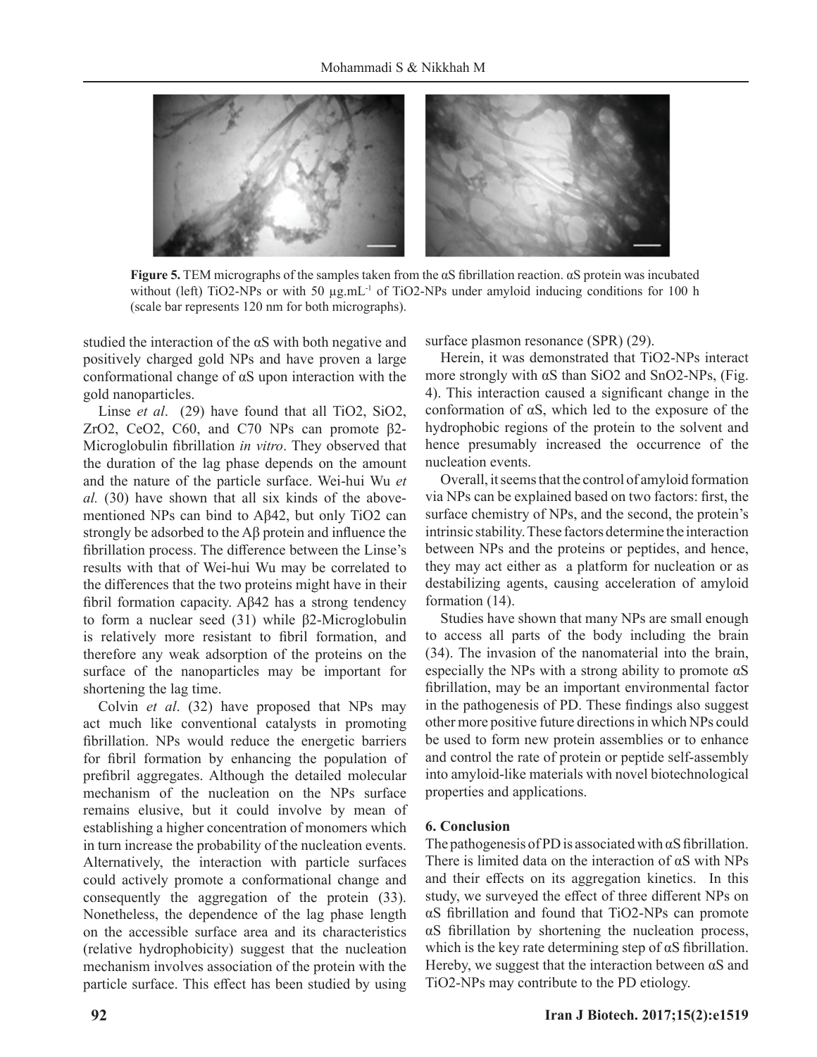**Figure 5.** TEM micrographs of the samples taken from the αS fibrillation reaction. αS protein was incubated without (left) $TiO_2$-NPs or with 50 µg.mL$^{-1}$ of $TiO_2$-NPs under amyloid inducing conditions for 100 h (scale bar represents 120 nm for both micrographs).

studied the interaction of the αS with both negative and positively charged gold NPs and have proven a large conformational change of αS upon interaction with the gold nanoparticles.

Linse *et al*. (29) have found that all $TiO_2$, $SiO_2$, $ZrO_2$, $CeO_2$, C60, and C70 NPs can promote β2-Microglobulin fibrillation *in vitro*. They observed that the duration of the lag phase depends on the amount and the nature of the particle surface. Wei-hui Wu *et al.* (30) have shown that all six kinds of the above-mentioned NPs can bind to Aβ42, but only $TiO_2$ can strongly be adsorbed to the Aβ protein and influence the fibrillation process. The difference between the Linse's results with that of Wei-hui Wu may be correlated to the differences that the two proteins might have in their fibril formation capacity. Aβ42 has a strong tendency to form a nuclear seed (31) while β2-Microglobulin is relatively more resistant to fibril formation, and therefore any weak adsorption of the proteins on the surface of the nanoparticles may be important for shortening the lag time.

Colvin *et al*. (32) have proposed that NPs may act much like conventional catalysts in promoting fibrillation. NPs would reduce the energetic barriers for fibril formation by enhancing the population of prefibril aggregates. Although the detailed molecular mechanism of the nucleation on the NPs surface remains elusive, but it could involve by mean of establishing a higher concentration of monomers which in turn increase the probability of the nucleation events. Alternatively, the interaction with particle surfaces could actively promote a conformational change and consequently the aggregation of the protein (33). Nonetheless, the dependence of the lag phase length on the accessible surface area and its characteristics (relative hydrophobicity) suggest that the nucleation mechanism involves association of the protein with the particle surface. This effect has been studied by using surface plasmon resonance (SPR) (29).

Herein, it was demonstrated that $TiO_2$-NPs interact more strongly with αS than $SiO_2$ and $SnO_2$-NPs, (Fig. 4). This interaction caused a significant change in the conformation of αS, which led to the exposure of the hydrophobic regions of the protein to the solvent and hence presumably increased the occurrence of the nucleation events.

Overall, it seems that the control of amyloid formation via NPs can be explained based on two factors: first, the surface chemistry of NPs, and the second, the protein's intrinsic stability. These factors determine the interaction between NPs and the proteins or peptides, and hence, they may act either as a platform for nucleation or as destabilizing agents, causing acceleration of amyloid formation (14).

Studies have shown that many NPs are small enough to access all parts of the body including the brain (34). The invasion of the nanomaterial into the brain, especially the NPs with a strong ability to promote αS fibrillation, may be an important environmental factor in the pathogenesis of PD. These findings also suggest other more positive future directions in which NPs could be used to form new protein assemblies or to enhance and control the rate of protein or peptide self-assembly into amyloid-like materials with novel biotechnological properties and applications.

## 6. Conclusion

The pathogenesis of PD is associated with αS fibrillation. There is limited data on the interaction of αS with NPs and their effects on its aggregation kinetics. In this study, we surveyed the effect of three different NPs on αS fibrillation and found that $TiO_2$-NPs can promote αS fibrillation by shortening the nucleation process, which is the key rate determining step of αS fibrillation. Hereby, we suggest that the interaction between αS and $TiO_2$-NPs may contribute to the PD etiology.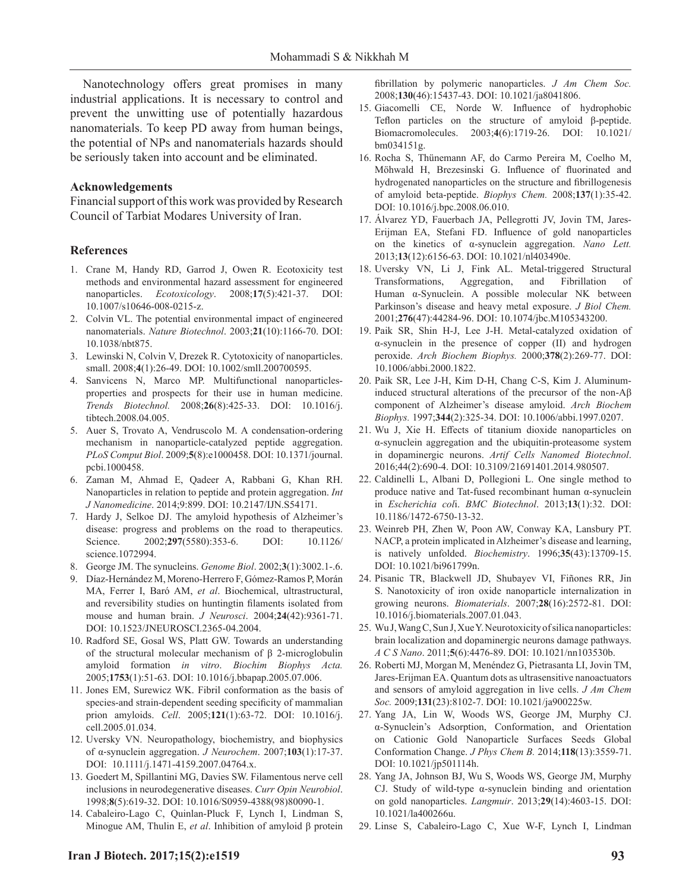Nanotechnology offers great promises in many industrial applications. It is necessary to control and prevent the unwitting use of potentially hazardous nanomaterials. To keep PD away from human beings, the potential of NPs and nanomaterials hazards should be seriously taken into account and be eliminated.

### Acknowledgements

Financial support of this work was provided by Research Council of Tarbiat Modares University of Iran.

### References

1. Crane M, Handy RD, Garrod J, Owen R. Ecotoxicity test methods and environmental hazard assessment for engineered nanoparticles. *Ecotoxicology*. 2008;**17**(5):421-37. DOI: 10.1007/s10646-008-0215-z.
2. Colvin VL. The potential environmental impact of engineered nanomaterials. *Nature Biotechnol*. 2003;**21**(10):1166-70. DOI: 10.1038/nbt875.
3. Lewinski N, Colvin V, Drezek R. Cytotoxicity of nanoparticles. small. 2008;**4**(1):26-49. DOI: 10.1002/smll.200700595.
4. Sanvicens N, Marco MP. Multifunctional nanoparticles-properties and prospects for their use in human medicine. *Trends Biotechnol.* 2008;**26**(8):425-33. DOI: 10.1016/j.tibtech.2008.04.005.
5. Auer S, Trovato A, Vendruscolo M. A condensation-ordering mechanism in nanoparticle-catalyzed peptide aggregation. *PLoS Comput Biol*. 2009;**5**(8):e1000458. DOI: 10.1371/journal.pcbi.1000458.
6. Zaman M, Ahmad E, Qadeer A, Rabbani G, Khan RH. Nanoparticles in relation to peptide and protein aggregation. *Int J Nanomedicine*. 2014;9:899. DOI: 10.2147/IJN.S54171.
7. Hardy J, Selkoe DJ. The amyloid hypothesis of Alzheimer's disease: progress and problems on the road to therapeutics. Science. 2002;**297**(5580):353-6. DOI: 10.1126/science.1072994.
8. George JM. The synucleins. *Genome Biol*. 2002;**3**(1):3002.1-.6.
9. Díaz-Hernández M, Moreno-Herrero F, Gómez-Ramos P, Morán MA, Ferrer I, Baró AM, *et al*. Biochemical, ultrastructural, and reversibility studies on huntingtin filaments isolated from mouse and human brain. *J Neurosci*. 2004;**24**(42):9361-71. DOI: 10.1523/JNEUROSCI.2365-04.2004.
10. Radford SE, Gosal WS, Platt GW. Towards an understanding of the structural molecular mechanism of β 2-microglobulin amyloid formation *in vitro*. *Biochim Biophys Acta.* 2005;**1753**(1):51-63. DOI: 10.1016/j.bbapap.2005.07.006.
11. Jones EM, Surewicz WK. Fibril conformation as the basis of species-and strain-dependent seeding specificity of mammalian prion amyloids. *Cell*. 2005;**121**(1):63-72. DOI: 10.1016/j.cell.2005.01.034.
12. Uversky VN. Neuropathology, biochemistry, and biophysics of α-synuclein aggregation. *J Neurochem*. 2007;**103**(1):17-37. DOI: 10.1111/j.1471-4159.2007.04764.x.
13. Goedert M, Spillantini MG, Davies SW. Filamentous nerve cell inclusions in neurodegenerative diseases. *Curr Opin Neurobiol*. 1998;**8**(5):619-32. DOI: 10.1016/S0959-4388(98)80090-1.
14. Cabaleiro-Lago C, Quinlan-Pluck F, Lynch I, Lindman S, Minogue AM, Thulin E, *et al*. Inhibition of amyloid β protein fibrillation by polymeric nanoparticles. *J Am Chem Soc.* 2008;**130**(46):15437-43. DOI: 10.1021/ja8041806.
15. Giacomelli CE, Norde W. Influence of hydrophobic Teflon particles on the structure of amyloid β-peptide. Biomacromolecules. 2003;**4**(6):1719-26. DOI: 10.1021/bm034151g.
16. Rocha S, Thünemann AF, do Carmo Pereira M, Coelho M, Möhwald H, Brezesinski G. Influence of fluorinated and hydrogenated nanoparticles on the structure and fibrillogenesis of amyloid beta-peptide. *Biophys Chem.* 2008;**137**(1):35-42. DOI: 10.1016/j.bpc.2008.06.010.
17. Álvarez YD, Fauerbach JA, Pellegrotti JV, Jovin TM, Jares-Erijman EA, Stefani FD. Influence of gold nanoparticles on the kinetics of α-synuclein aggregation. *Nano Lett.* 2013;**13**(12):6156-63. DOI: 10.1021/nl403490e.
18. Uversky VN, Li J, Fink AL. Metal-triggered Structural Transformations, Aggregation, and Fibrillation of Human α-Synuclein. A possible molecular NK between Parkinson's disease and heavy metal exposure. *J Biol Chem.* 2001;**276**(47):44284-96. DOI: 10.1074/jbc.M105343200.
19. Paik SR, Shin H-J, Lee J-H. Metal-catalyzed oxidation of α-synuclein in the presence of copper (II) and hydrogen peroxide. *Arch Biochem Biophys.* 2000;**378**(2):269-77. DOI: 10.1006/abbi.2000.1822.
20. Paik SR, Lee J-H, Kim D-H, Chang C-S, Kim J. Aluminum-induced structural alterations of the precursor of the non-Aβ component of Alzheimer's disease amyloid. *Arch Biochem Biophys.* 1997;**344**(2):325-34. DOI: 10.1006/abbi.1997.0207.
21. Wu J, Xie H. Effects of titanium dioxide nanoparticles on α-synuclein aggregation and the ubiquitin-proteasome system in dopaminergic neurons. *Artif Cells Nanomed Biotechnol*. 2016;44(2):690-4. DOI: 10.3109/21691401.2014.980507.
22. Caldinelli L, Albani D, Pollegioni L. One single method to produce native and Tat-fused recombinant human α-synuclein in *Escherichia coli*. *BMC Biotechnol*. 2013;**13**(1):32. DOI: 10.1186/1472-6750-13-32.
23. Weinreb PH, Zhen W, Poon AW, Conway KA, Lansbury PT. NACP, a protein implicated in Alzheimer's disease and learning, is natively unfolded. *Biochemistry*. 1996;**35**(43):13709-15. DOI: 10.1021/bi961799n.
24. Pisanic TR, Blackwell JD, Shubayev VI, Fiñones RR, Jin S. Nanotoxicity of iron oxide nanoparticle internalization in growing neurons. *Biomaterials*. 2007;**28**(16):2572-81. DOI: 10.1016/j.biomaterials.2007.01.043.
25. Wu J, Wang C, Sun J, Xue Y. Neurotoxicity of silica nanoparticles: brain localization and dopaminergic neurons damage pathways. *A C S Nano*. 2011;**5**(6):4476-89. DOI: 10.1021/nn103530b.
26. Roberti MJ, Morgan M, Menéndez G, Pietrasanta LI, Jovin TM, Jares-Erijman EA. Quantum dots as ultrasensitive nanoactuators and sensors of amyloid aggregation in live cells. *J Am Chem Soc.* 2009;**131**(23):8102-7. DOI: 10.1021/ja900225w.
27. Yang JA, Lin W, Woods WS, George JM, Murphy CJ. α-Synuclein's Adsorption, Conformation, and Orientation on Cationic Gold Nanoparticle Surfaces Seeds Global Conformation Change. *J Phys Chem B.* 2014;**118**(13):3559-71. DOI: 10.1021/jp501114h.
28. Yang JA, Johnson BJ, Wu S, Woods WS, George JM, Murphy CJ. Study of wild-type α-synuclein binding and orientation on gold nanoparticles. *Langmuir*. 2013;**29**(14):4603-15. DOI: 10.1021/la400266u.
29. Linse S, Cabaleiro-Lago C, Xue W-F, Lynch I, Lindman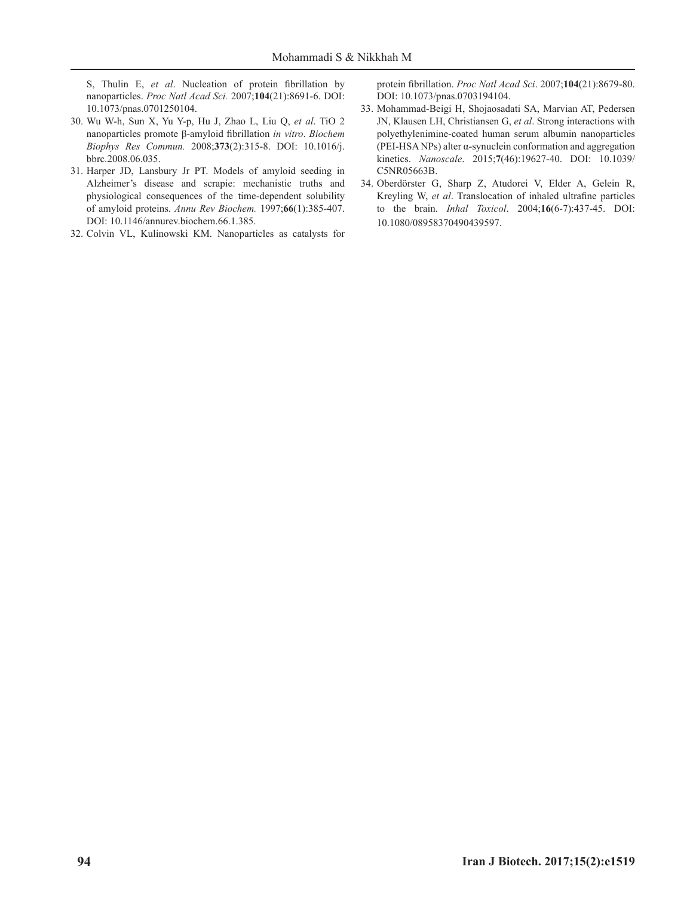S, Thulin E, *et al*. Nucleation of protein fibrillation by nanoparticles. *Proc Natl Acad Sci.* 2007;**104**(21):8691-6. DOI: 10.1073/pnas.0701250104.

30. Wu W-h, Sun X, Yu Y-p, Hu J, Zhao L, Liu Q, *et al*. TiO 2 nanoparticles promote β-amyloid fibrillation *in vitro*. *Biochem Biophys Res Commun.* 2008;**373**(2):315-8. DOI: 10.1016/j.bbrc.2008.06.035.
31. Harper JD, Lansbury Jr PT. Models of amyloid seeding in Alzheimer's disease and scrapie: mechanistic truths and physiological consequences of the time-dependent solubility of amyloid proteins. *Annu Rev Biochem.* 1997;**66**(1):385-407. DOI: 10.1146/annurev.biochem.66.1.385.
32. Colvin VL, Kulinowski KM. Nanoparticles as catalysts for protein fibrillation. *Proc Natl Acad Sci*. 2007;**104**(21):8679-80. DOI: 10.1073/pnas.0703194104.
33. Mohammad-Beigi H, Shojaosadati SA, Marvian AT, Pedersen JN, Klausen LH, Christiansen G, *et al*. Strong interactions with polyethylenimine-coated human serum albumin nanoparticles (PEI-HSA NPs) alter α-synuclein conformation and aggregation kinetics. *Nanoscale*. 2015;**7**(46):19627-40. DOI: 10.1039/C5NR05663B.
34. Oberdörster G, Sharp Z, Atudorei V, Elder A, Gelein R, Kreyling W, *et al*. Translocation of inhaled ultrafine particles to the brain. *Inhal Toxicol*. 2004;**16**(6-7):437-45. DOI: 10.1080/08958370490439597.